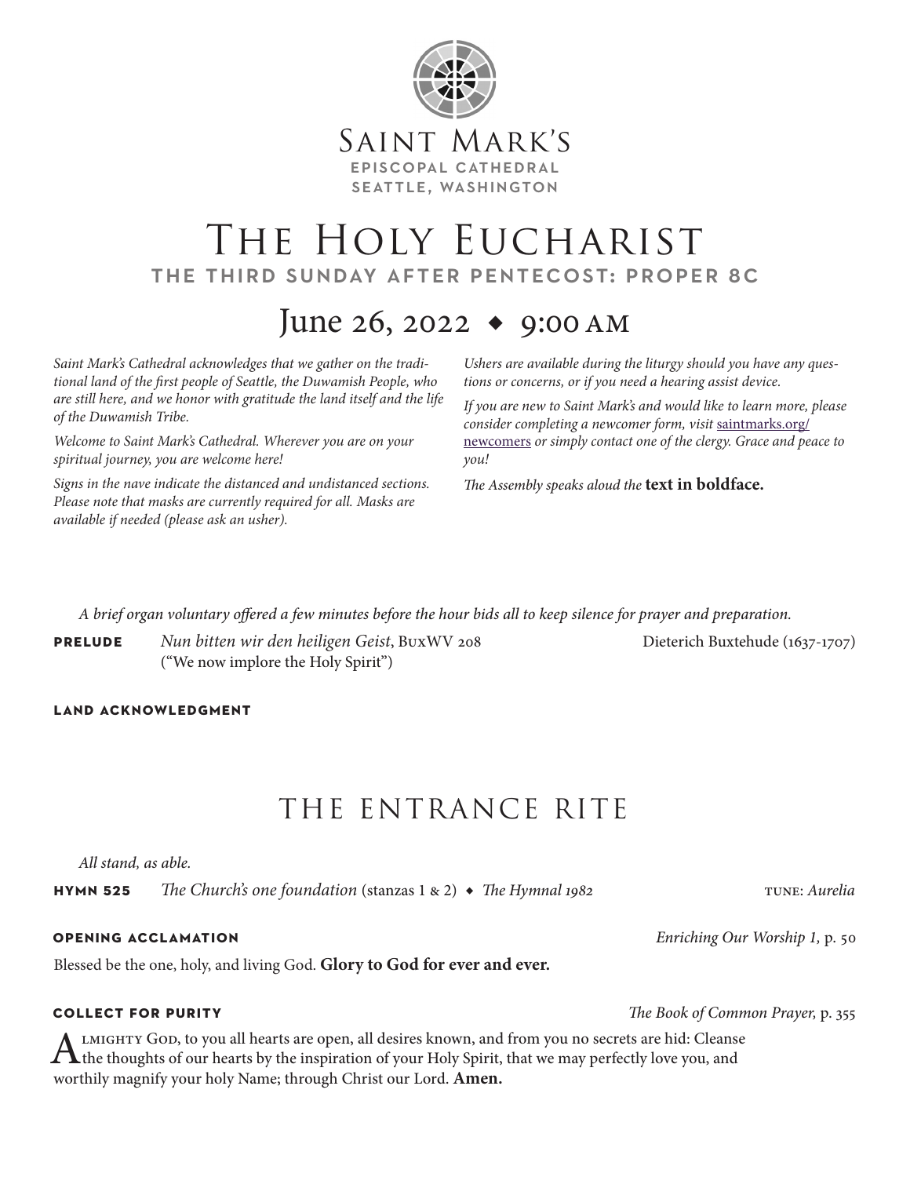Saint Mark's
**EPISCOPAL CATHEDRAL**
**SEATTLE, WASHINGTON**

# The Holy Eucharist

**THE THIRD SUNDAY AFTER PENTECOST: PROPER 8C**

## June 26, 2022 ◆ 9:00 AM

*Saint Mark's Cathedral acknowledges that we gather on the traditional land of the first people of Seattle, the Duwamish People, who are still here, and we honor with gratitude the land itself and the life of the Duwamish Tribe.*

*Welcome to Saint Mark's Cathedral. Wherever you are on your spiritual journey, you are welcome here!*

*Signs in the nave indicate the distanced and undistanced sections. Please note that masks are currently required for all. Masks are available if needed (please ask an usher).*

*Ushers are available during the liturgy should you have any questions or concerns, or if you need a hearing assist device.*

*If you are new to Saint Mark's and would like to learn more, please consider completing a newcomer form, visit* saintmarks.org/newcomers *or simply contact one of the clergy. Grace and peace to you!*

*The Assembly speaks aloud the* **text in boldface.**

*A brief organ voluntary offered a few minutes before the hour bids all to keep silence for prayer and preparation.*

**PRELUDE** *Nun bitten wir den heiligen Geist*, BuxWV 208 ("We now implore the Holy Spirit") — Dieterich Buxtehude (1637-1707)

**LAND ACKNOWLEDGMENT**

## THE ENTRANCE RITE

*All stand, as able.*

**HYMN 525** *The Church's one foundation* (stanzas 1 & 2) ◆ *The Hymnal 1982* — TUNE: *Aurelia*

**OPENING ACCLAMATION** — *Enriching Our Worship 1,* p. 50

Blessed be the one, holy, and living God. **Glory to God for ever and ever.**

**COLLECT FOR PURITY** — *The Book of Common Prayer,* p. 355

Almighty God, to you all hearts are open, all desires known, and from you no secrets are hid: Cleanse the thoughts of our hearts by the inspiration of your Holy Spirit, that we may perfectly love you, and worthily magnify your holy Name; through Christ our Lord. **Amen.**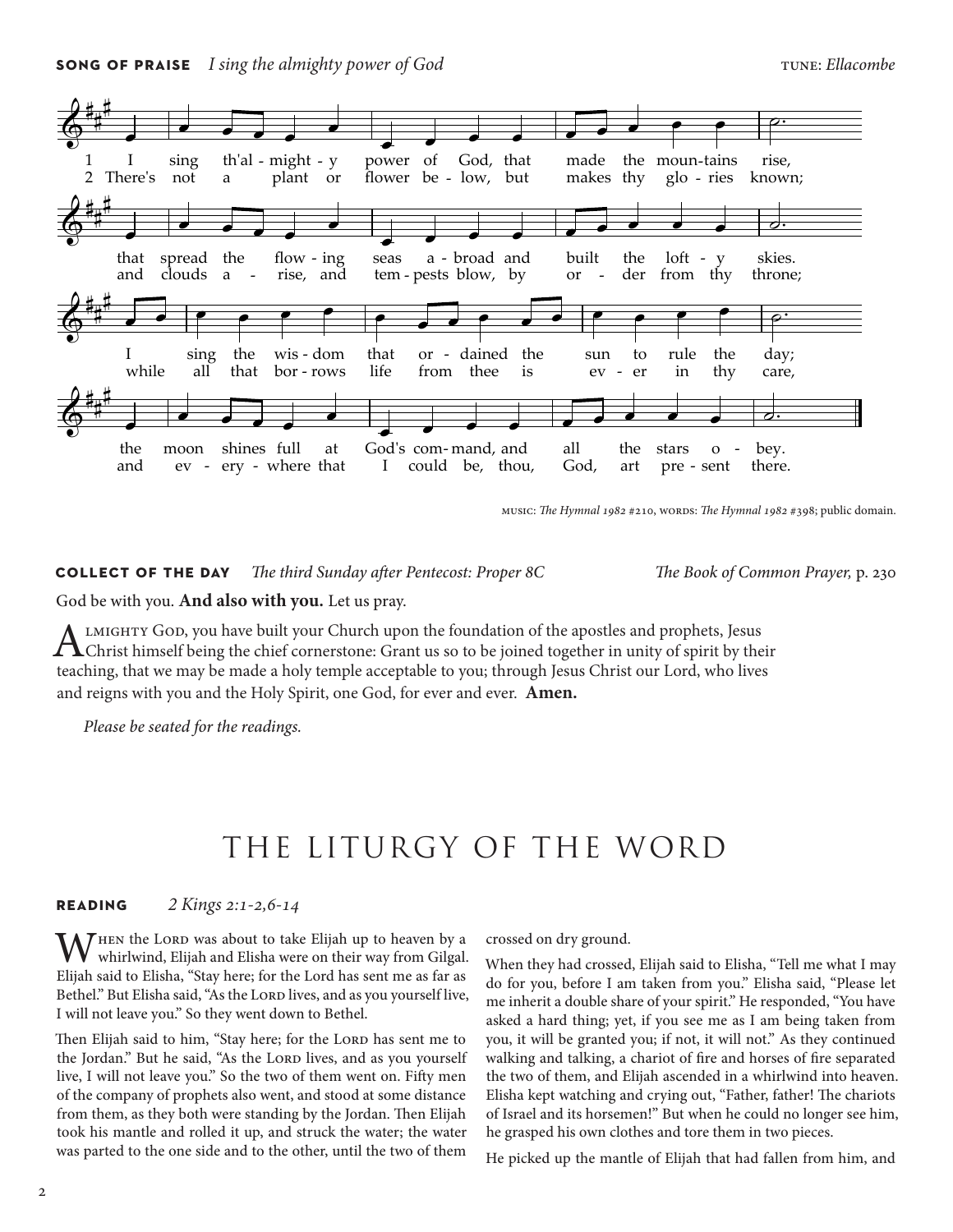**SONG OF PRAISE** *I sing the almighty power of God* TUNE: *Ellacombe*

1 I sing th'almighty power of God, that made the mountains rise,
that spread the flowing seas abroad and built the lofty skies.
I sing the wisdom that ordained the sun to rule the day;
the moon shines full at God's command, and all the stars obey.

2 There's not a plant or flower below, but makes thy glories known;
and clouds arise, and tempests blow, by order from thy throne;
while all that borrows life from thee is ever in thy care,
and everywhere that I could be, thou, God, art present there.

MUSIC: *The Hymnal 1982* #210, WORDS: *The Hymnal 1982* #398; public domain.

**COLLECT OF THE DAY** *The third Sunday after Pentecost: Proper 8C* *The Book of Common Prayer,* p. 230

God be with you. **And also with you.** Let us pray.

Almighty God, you have built your Church upon the foundation of the apostles and prophets, Jesus Christ himself being the chief cornerstone: Grant us so to be joined together in unity of spirit by their teaching, that we may be made a holy temple acceptable to you; through Jesus Christ our Lord, who lives and reigns with you and the Holy Spirit, one God, for ever and ever. **Amen.**

*Please be seated for the readings.*

# THE LITURGY OF THE WORD

**READING** *2 Kings 2:1-2,6-14*

When the Lord was about to take Elijah up to heaven by a whirlwind, Elijah and Elisha were on their way from Gilgal. Elijah said to Elisha, "Stay here; for the Lord has sent me as far as Bethel." But Elisha said, "As the Lord lives, and as you yourself live, I will not leave you." So they went down to Bethel.

Then Elijah said to him, "Stay here; for the Lord has sent me to the Jordan." But he said, "As the Lord lives, and as you yourself live, I will not leave you." So the two of them went on. Fifty men of the company of prophets also went, and stood at some distance from them, as they both were standing by the Jordan. Then Elijah took his mantle and rolled it up, and struck the water; the water was parted to the one side and to the other, until the two of them crossed on dry ground.

When they had crossed, Elijah said to Elisha, "Tell me what I may do for you, before I am taken from you." Elisha said, "Please let me inherit a double share of your spirit." He responded, "You have asked a hard thing; yet, if you see me as I am being taken from you, it will be granted you; if not, it will not." As they continued walking and talking, a chariot of fire and horses of fire separated the two of them, and Elijah ascended in a whirlwind into heaven. Elisha kept watching and crying out, "Father, father! The chariots of Israel and its horsemen!" But when he could no longer see him, he grasped his own clothes and tore them in two pieces.

He picked up the mantle of Elijah that had fallen from him, and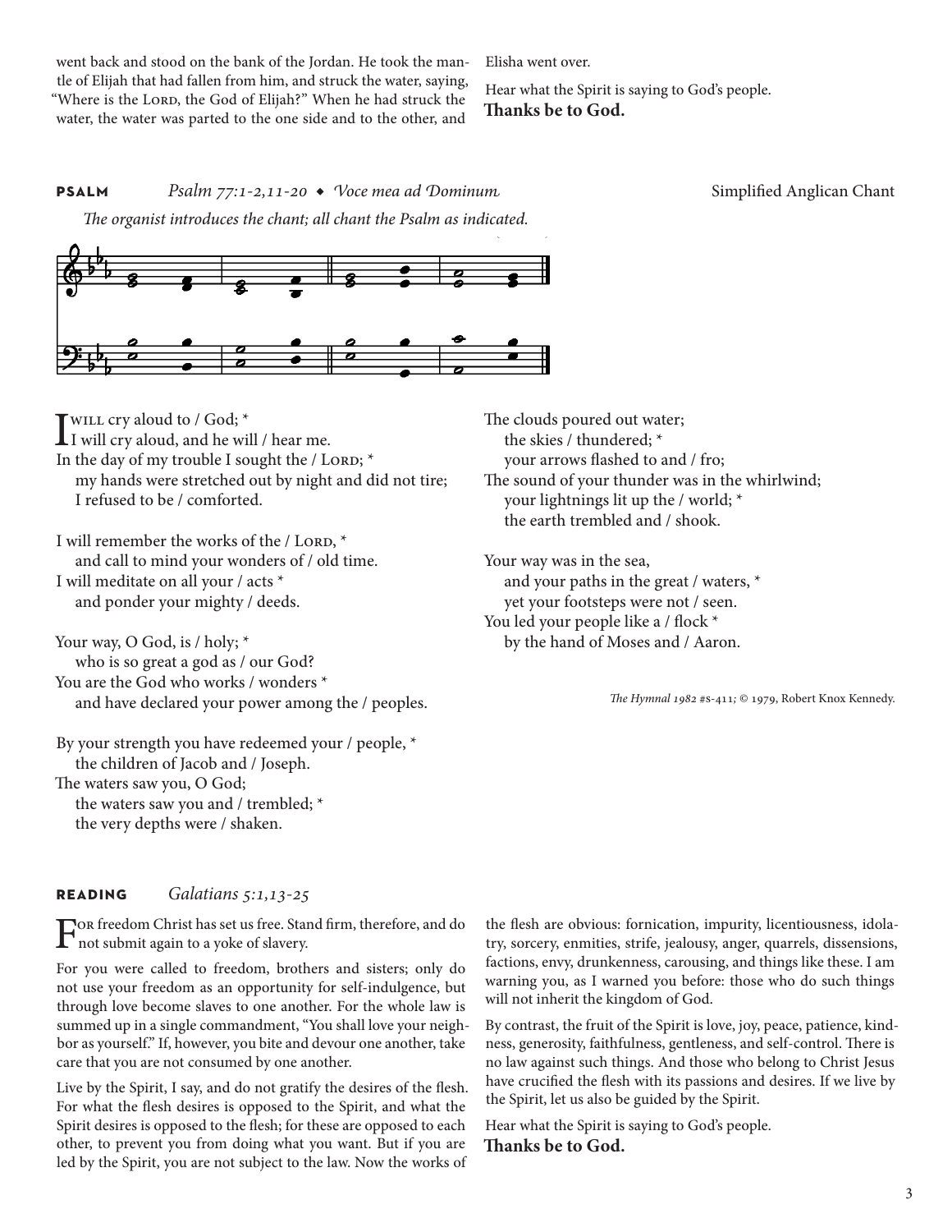went back and stood on the bank of the Jordan. He took the mantle of Elijah that had fallen from him, and struck the water, saying, "Where is the Lord, the God of Elijah?" When he had struck the water, the water was parted to the one side and to the other, and Elisha went over.

Hear what the Spirit is saying to God's people.
**Thanks be to God.**

## PSALM *Psalm 77:1-2,11-20 ◆ Voce mea ad Dominum* Simplified Anglican Chant

*The organist introduces the chant; all chant the Psalm as indicated.*

I will cry aloud to / God; *
I will cry aloud, and he will / hear me.
In the day of my trouble I sought the / Lord; *
my hands were stretched out by night and did not tire;
I refused to be / comforted.

I will remember the works of the / Lord, *
and call to mind your wonders of / old time.
I will meditate on all your / acts *
and ponder your mighty / deeds.

Your way, O God, is / holy; *
who is so great a god as / our God?
You are the God who works / wonders *
and have declared your power among the / peoples.

By your strength you have redeemed your / people, *
the children of Jacob and / Joseph.
The waters saw you, O God;
the waters saw you and / trembled; *
the very depths were / shaken.

The clouds poured out water;
the skies / thundered; *
your arrows flashed to and / fro;
The sound of your thunder was in the whirlwind;
your lightnings lit up the / world; *
the earth trembled and / shook.

Your way was in the sea,
and your paths in the great / waters, *
yet your footsteps were not / seen.
You led your people like a / flock *
by the hand of Moses and / Aaron.

*The Hymnal 1982* #s-411; © 1979, Robert Knox Kennedy.

## READING *Galatians 5:1,13-25*

For freedom Christ has set us free. Stand firm, therefore, and do not submit again to a yoke of slavery.

For you were called to freedom, brothers and sisters; only do not use your freedom as an opportunity for self-indulgence, but through love become slaves to one another. For the whole law is summed up in a single commandment, "You shall love your neighbor as yourself." If, however, you bite and devour one another, take care that you are not consumed by one another.

Live by the Spirit, I say, and do not gratify the desires of the flesh. For what the flesh desires is opposed to the Spirit, and what the Spirit desires is opposed to the flesh; for these are opposed to each other, to prevent you from doing what you want. But if you are led by the Spirit, you are not subject to the law. Now the works of the flesh are obvious: fornication, impurity, licentiousness, idolatry, sorcery, enmities, strife, jealousy, anger, quarrels, dissensions, factions, envy, drunkenness, carousing, and things like these. I am warning you, as I warned you before: those who do such things will not inherit the kingdom of God.

By contrast, the fruit of the Spirit is love, joy, peace, patience, kindness, generosity, faithfulness, gentleness, and self-control. There is no law against such things. And those who belong to Christ Jesus have crucified the flesh with its passions and desires. If we live by the Spirit, let us also be guided by the Spirit.

Hear what the Spirit is saying to God's people.
**Thanks be to God.**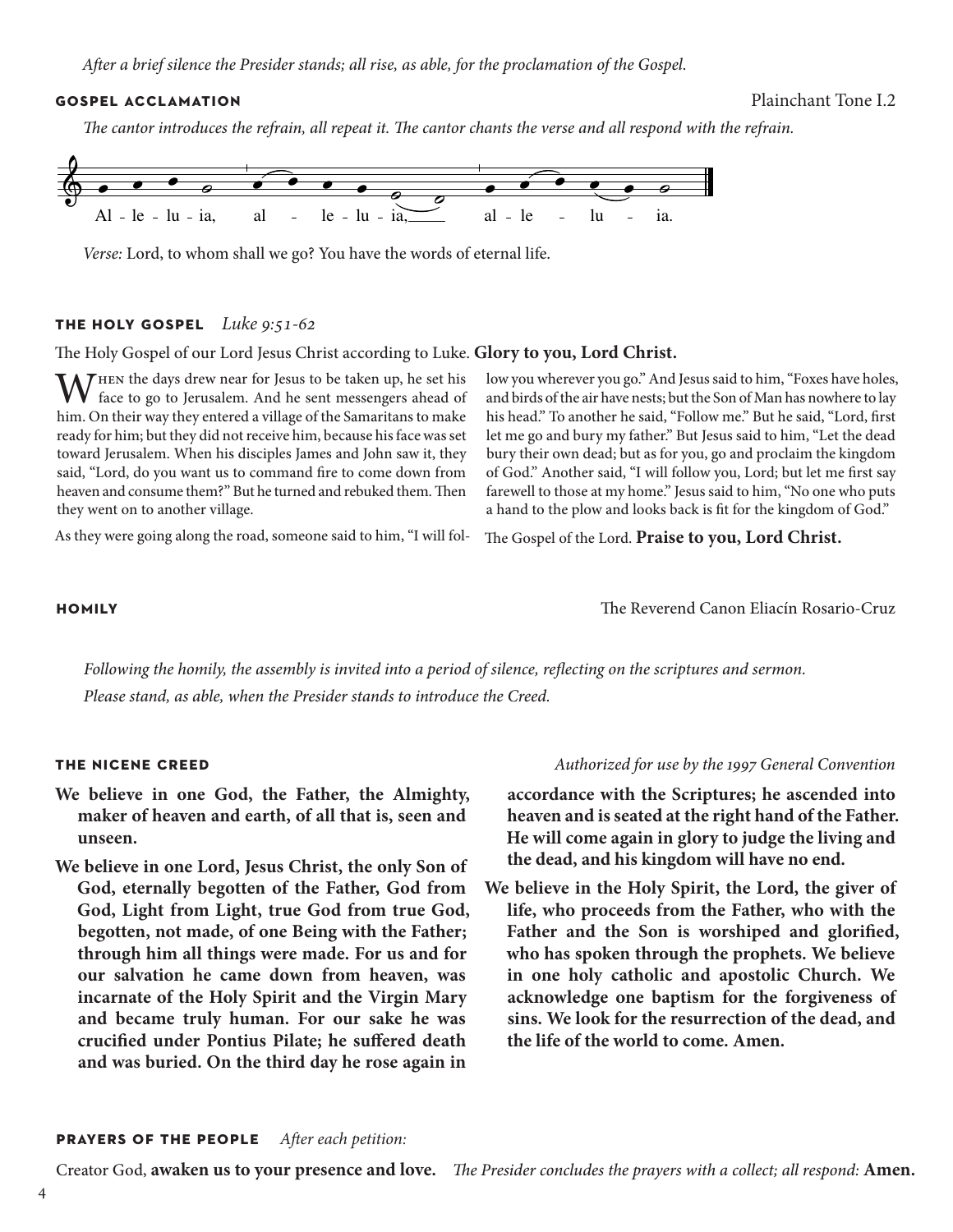*After a brief silence the Presider stands; all rise, as able, for the proclamation of the Gospel.*

**GOSPEL ACCLAMATION** Plainchant Tone I.2

*The cantor introduces the refrain, all repeat it. The cantor chants the verse and all respond with the refrain.*

Al - le - lu - ia, al - le - lu - ia, al - le - lu - ia.

*Verse:* Lord, to whom shall we go? You have the words of eternal life.

**THE HOLY GOSPEL** *Luke 9:51-62*

The Holy Gospel of our Lord Jesus Christ according to Luke. **Glory to you, Lord Christ.**

When the days drew near for Jesus to be taken up, he set his face to go to Jerusalem. And he sent messengers ahead of him. On their way they entered a village of the Samaritans to make ready for him; but they did not receive him, because his face was set toward Jerusalem. When his disciples James and John saw it, they said, "Lord, do you want us to command fire to come down from heaven and consume them?" But he turned and rebuked them. Then they went on to another village.

As they were going along the road, someone said to him, "I will follow you wherever you go." And Jesus said to him, "Foxes have holes, and birds of the air have nests; but the Son of Man has nowhere to lay his head." To another he said, "Follow me." But he said, "Lord, first let me go and bury my father." But Jesus said to him, "Let the dead bury their own dead; but as for you, go and proclaim the kingdom of God." Another said, "I will follow you, Lord; but let me first say farewell to those at my home." Jesus said to him, "No one who puts a hand to the plow and looks back is fit for the kingdom of God."

The Gospel of the Lord. **Praise to you, Lord Christ.**

**HOMILY** The Reverend Canon Eliacín Rosario-Cruz

*Following the homily, the assembly is invited into a period of silence, reflecting on the scriptures and sermon.*
*Please stand, as able, when the Presider stands to introduce the Creed.*

**THE NICENE CREED** *Authorized for use by the 1997 General Convention*

**We believe in one God, the Father, the Almighty, maker of heaven and earth, of all that is, seen and unseen.**

**We believe in one Lord, Jesus Christ, the only Son of God, eternally begotten of the Father, God from God, Light from Light, true God from true God, begotten, not made, of one Being with the Father; through him all things were made. For us and for our salvation he came down from heaven, was incarnate of the Holy Spirit and the Virgin Mary and became truly human. For our sake he was crucified under Pontius Pilate; he suffered death and was buried. On the third day he rose again in accordance with the Scriptures; he ascended into heaven and is seated at the right hand of the Father. He will come again in glory to judge the living and the dead, and his kingdom will have no end.**

**We believe in the Holy Spirit, the Lord, the giver of life, who proceeds from the Father, who with the Father and the Son is worshiped and glorified, who has spoken through the prophets. We believe in one holy catholic and apostolic Church. We acknowledge one baptism for the forgiveness of sins. We look for the resurrection of the dead, and the life of the world to come. Amen.**

**PRAYERS OF THE PEOPLE** *After each petition:*

Creator God, **awaken us to your presence and love.** *The Presider concludes the prayers with a collect; all respond:* **Amen.**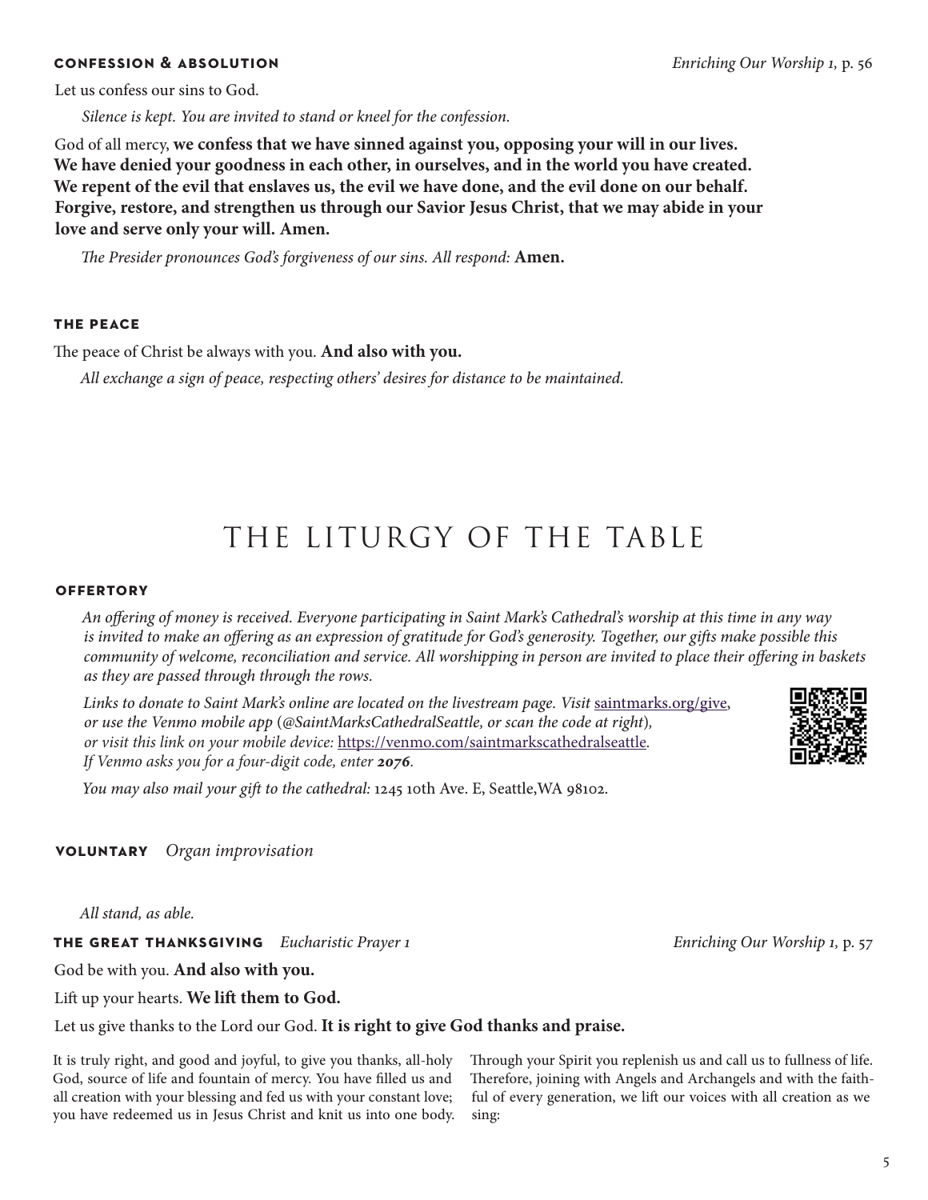### CONFESSION & ABSOLUTION

*Enriching Our Worship 1,* p. 56

Let us confess our sins to God.

*Silence is kept. You are invited to stand or kneel for the confession.*

God of all mercy, **we confess that we have sinned against you, opposing your will in our lives. We have denied your goodness in each other, in ourselves, and in the world you have created. We repent of the evil that enslaves us, the evil we have done, and the evil done on our behalf. Forgive, restore, and strengthen us through our Savior Jesus Christ, that we may abide in your love and serve only your will. Amen.**

*The Presider pronounces God's forgiveness of our sins. All respond:* **Amen.**

### THE PEACE

The peace of Christ be always with you. **And also with you.**

*All exchange a sign of peace, respecting others' desires for distance to be maintained.*

# THE LITURGY OF THE TABLE

### OFFERTORY

*An offering of money is received. Everyone participating in Saint Mark's Cathedral's worship at this time in any way is invited to make an offering as an expression of gratitude for God's generosity. Together, our gifts make possible this community of welcome, reconciliation and service. All worshipping in person are invited to place their offering in baskets as they are passed through through the rows.*

*Links to donate to Saint Mark's online are located on the livestream page. Visit* saintmarks.org/give*, or use the Venmo mobile app (@SaintMarksCathedralSeattle, or scan the code at right), or visit this link on your mobile device:* https://venmo.com/saintmarkscathedralseattle*. If Venmo asks you for a four-digit code, enter* ***2076****.*

*You may also mail your gift to the cathedral:* 1245 10th Ave. E, Seattle,WA 98102.

**VOLUNTARY** *Organ improvisation*

*All stand, as able.*

### THE GREAT THANKSGIVING *Eucharistic Prayer 1*

*Enriching Our Worship 1,* p. 57

God be with you. **And also with you.**

Lift up your hearts. **We lift them to God.**

Let us give thanks to the Lord our God. **It is right to give God thanks and praise.**

It is truly right, and good and joyful, to give you thanks, all-holy God, source of life and fountain of mercy. You have filled us and all creation with your blessing and fed us with your constant love; you have redeemed us in Jesus Christ and knit us into one body. Through your Spirit you replenish us and call us to fullness of life. Therefore, joining with Angels and Archangels and with the faithful of every generation, we lift our voices with all creation as we sing: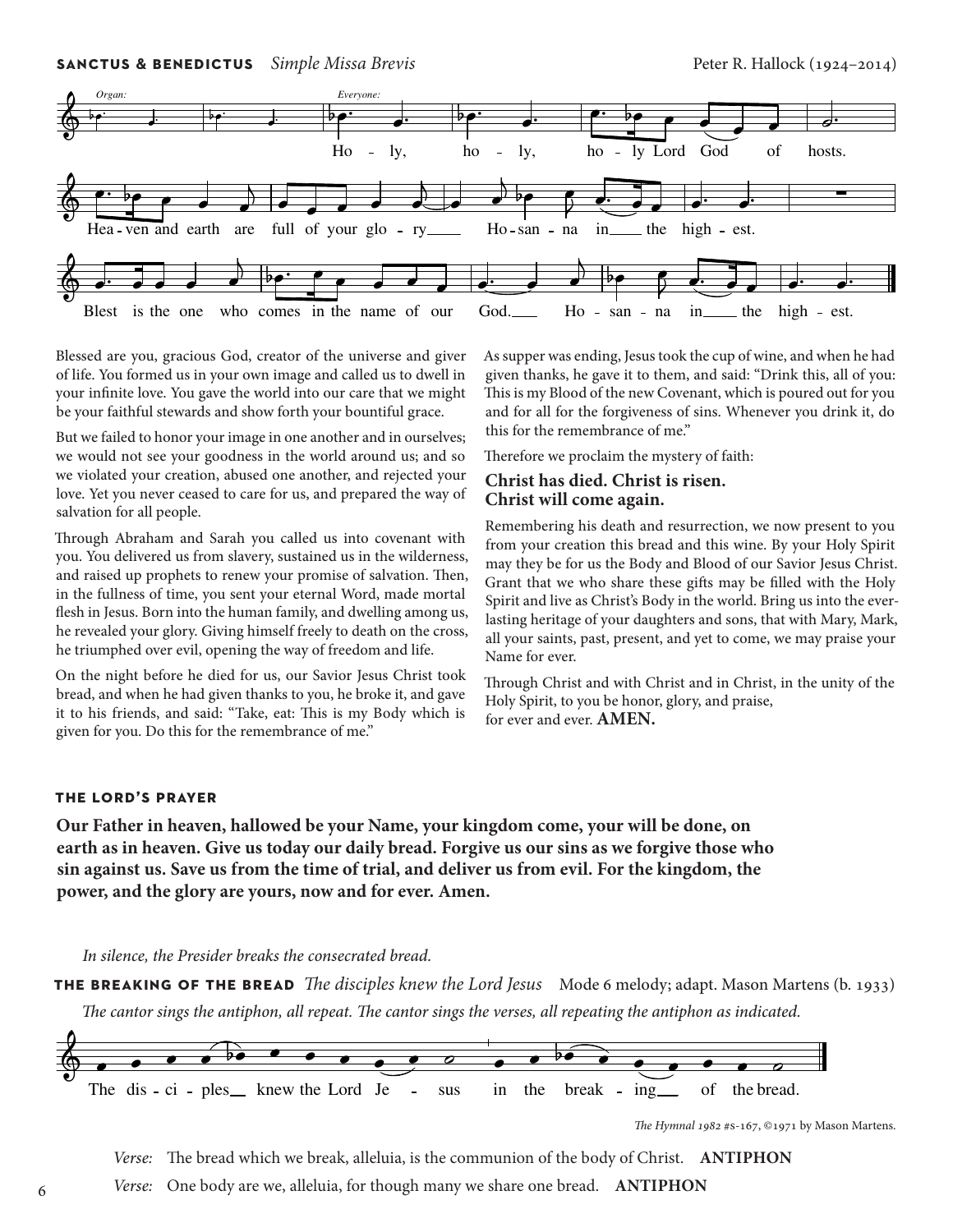**SANCTUS & BENEDICTUS** *Simple Missa Brevis* Peter R. Hallock (1924–2014)

*Organ:* *Everyone:*

Holy, holy, holy Lord God of hosts.
Heaven and earth are full of your glory
Hosanna in the highest.
Blest is the one who comes in the name of our God.
Hosanna in the highest.

Blessed are you, gracious God, creator of the universe and giver of life. You formed us in your own image and called us to dwell in your infinite love. You gave the world into our care that we might be your faithful stewards and show forth your bountiful grace.

But we failed to honor your image in one another and in ourselves; we would not see your goodness in the world around us; and so we violated your creation, abused one another, and rejected your love. Yet you never ceased to care for us, and prepared the way of salvation for all people.

Through Abraham and Sarah you called us into covenant with you. You delivered us from slavery, sustained us in the wilderness, and raised up prophets to renew your promise of salvation. Then, in the fullness of time, you sent your eternal Word, made mortal flesh in Jesus. Born into the human family, and dwelling among us, he revealed your glory. Giving himself freely to death on the cross, he triumphed over evil, opening the way of freedom and life.

On the night before he died for us, our Savior Jesus Christ took bread, and when he had given thanks to you, he broke it, and gave it to his friends, and said: "Take, eat: This is my Body which is given for you. Do this for the remembrance of me."

As supper was ending, Jesus took the cup of wine, and when he had given thanks, he gave it to them, and said: "Drink this, all of you: This is my Blood of the new Covenant, which is poured out for you and for all for the forgiveness of sins. Whenever you drink it, do this for the remembrance of me."

Therefore we proclaim the mystery of faith:

**Christ has died. Christ is risen.**
**Christ will come again.**

Remembering his death and resurrection, we now present to you from your creation this bread and this wine. By your Holy Spirit may they be for us the Body and Blood of our Savior Jesus Christ. Grant that we who share these gifts may be filled with the Holy Spirit and live as Christ's Body in the world. Bring us into the everlasting heritage of your daughters and sons, that with Mary, Mark, all your saints, past, present, and yet to come, we may praise your Name for ever.

Through Christ and with Christ and in Christ, in the unity of the Holy Spirit, to you be honor, glory, and praise,
for ever and ever. **AMEN.**

**THE LORD'S PRAYER**

**Our Father in heaven, hallowed be your Name, your kingdom come, your will be done, on earth as in heaven. Give us today our daily bread. Forgive us our sins as we forgive those who sin against us. Save us from the time of trial, and deliver us from evil. For the kingdom, the power, and the glory are yours, now and for ever. Amen.**

*In silence, the Presider breaks the consecrated bread.*

**THE BREAKING OF THE BREAD** *The disciples knew the Lord Jesus* Mode 6 melody; adapt. Mason Martens (b. 1933)

*The cantor sings the antiphon, all repeat. The cantor sings the verses, all repeating the antiphon as indicated.*

The disciples knew the Lord Jesus in the breaking of the bread.

*The Hymnal 1982 #S-167, ©1971 by Mason Martens.*

*Verse:* The bread which we break, alleluia, is the communion of the body of Christ. **ANTIPHON**

*Verse:* One body are we, alleluia, for though many we share one bread. **ANTIPHON**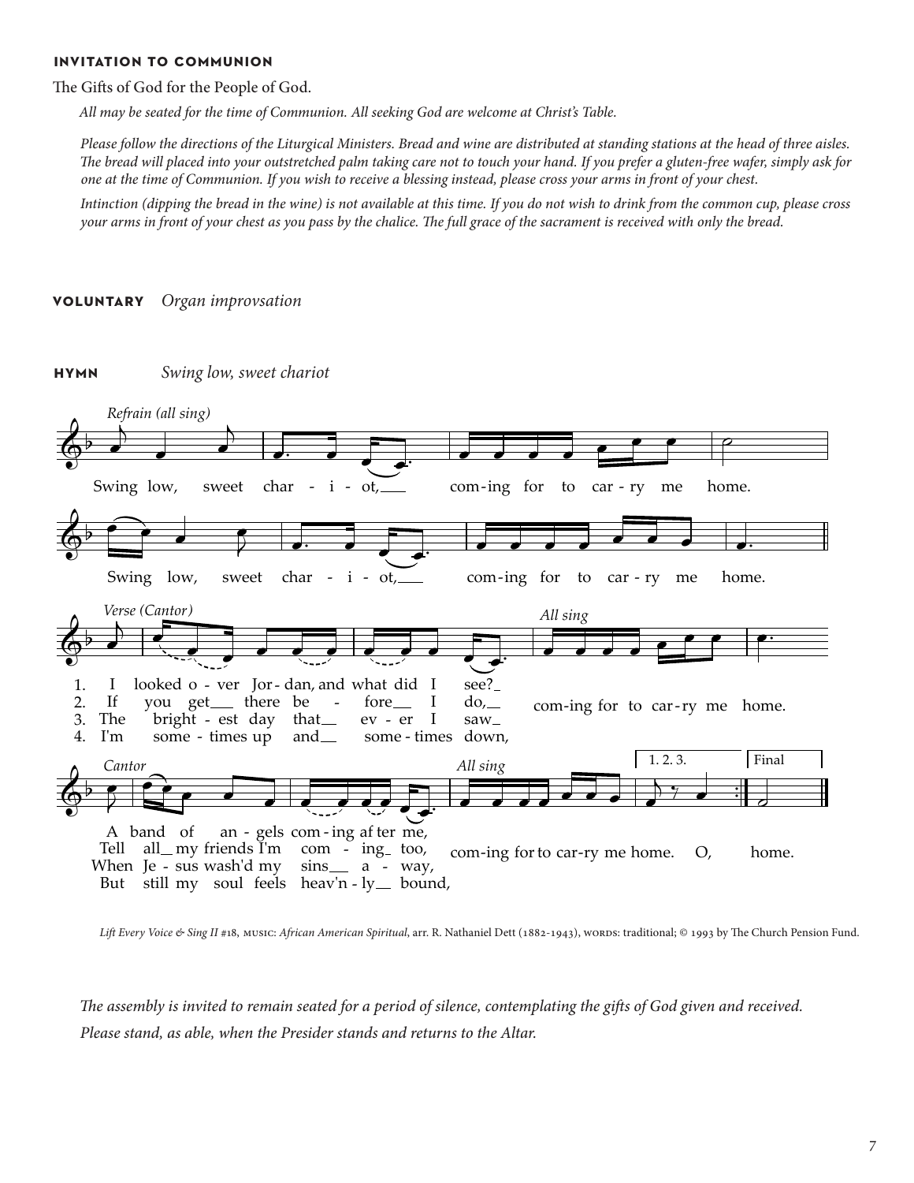### INVITATION TO COMMUNION

The Gifts of God for the People of God.

*All may be seated for the time of Communion. All seeking God are welcome at Christ's Table.*

*Please follow the directions of the Liturgical Ministers. Bread and wine are distributed at standing stations at the head of three aisles. The bread will placed into your outstretched palm taking care not to touch your hand. If you prefer a gluten-free wafer, simply ask for one at the time of Communion. If you wish to receive a blessing instead, please cross your arms in front of your chest.*

*Intinction (dipping the bread in the wine) is not available at this time. If you do not wish to drink from the common cup, please cross your arms in front of your chest as you pass by the chalice. The full grace of the sacrament is received with only the bread.*

**VOLUNTARY** *Organ improvsation*

**HYMN** *Swing low, sweet chariot*

*Refrain (all sing)*

Swing low, sweet chariot, coming for to carry me home.
Swing low, sweet chariot, coming for to carry me home.

*Verse (Cantor)* / *All sing*

1. I looked over Jordan, and what did I see? coming for to carry me home.
2. If you get there before I do, coming for to carry me home.
3. The brightest day that ever I saw coming for to carry me home.
4. I'm sometimes up and sometimes down, coming for to carry me home.

*Cantor* / *All sing*

A band of angels coming after me, coming for to carry me home.
Tell all my friends I'm coming too, coming for to carry me home.
When Jesus wash'd my sins away, coming for to carry me home.
But still my soul feels heav'nly bound, coming for to carry me home.

1. 2. 3. O, | Final: home.

*Lift Every Voice & Sing II* #18, MUSIC: *African American Spiritual*, arr. R. Nathaniel Dett (1882-1943), WORDS: traditional; © 1993 by The Church Pension Fund.

*The assembly is invited to remain seated for a period of silence, contemplating the gifts of God given and received.*

*Please stand, as able, when the Presider stands and returns to the Altar.*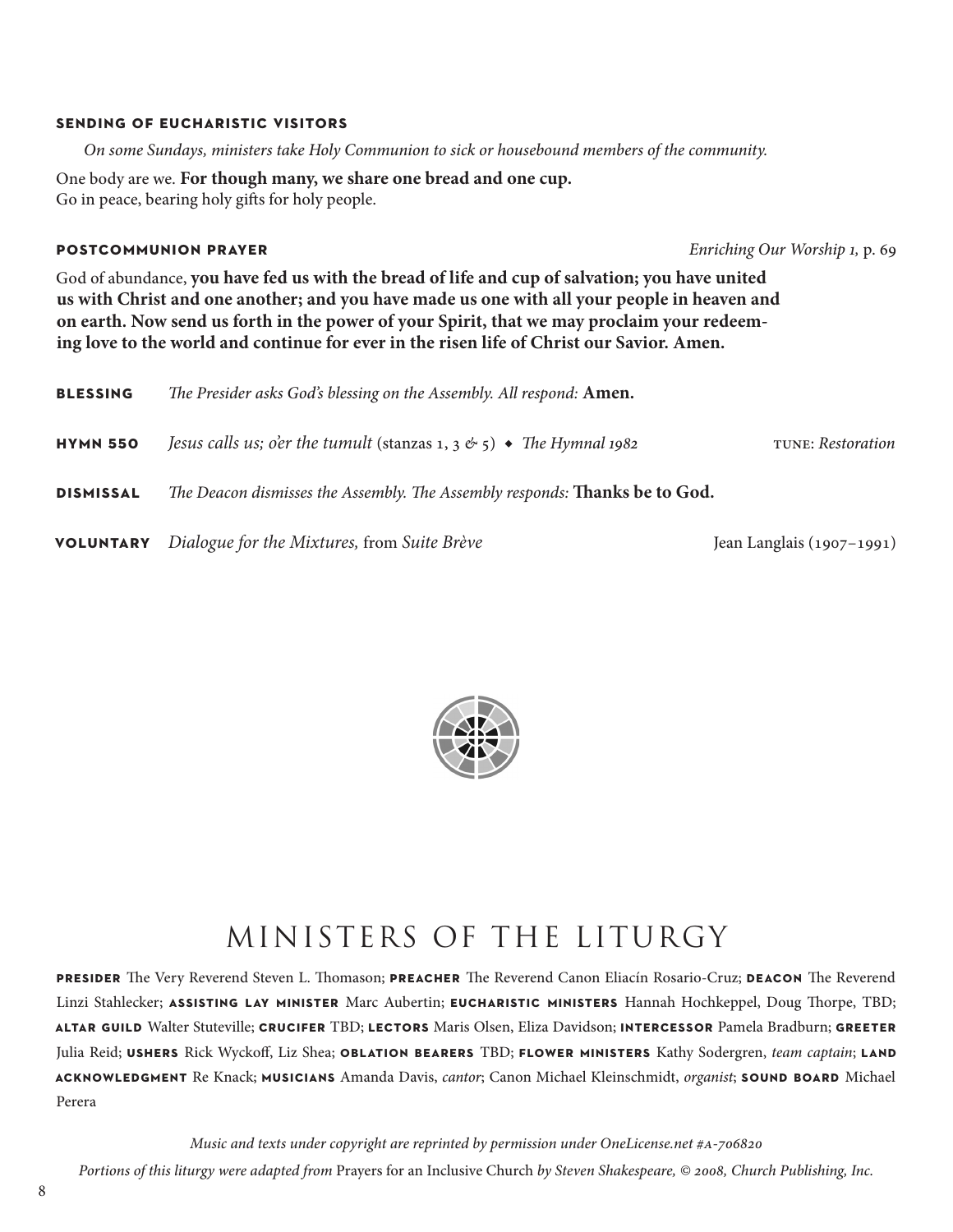### SENDING OF EUCHARISTIC VISITORS

*On some Sundays, ministers take Holy Communion to sick or housebound members of the community.*

One body are we. **For though many, we share one bread and one cup.**
Go in peace, bearing holy gifts for holy people.

### POSTCOMMUNION PRAYER

*Enriching Our Worship 1,* p. 69

God of abundance, **you have fed us with the bread of life and cup of salvation; you have united us with Christ and one another; and you have made us one with all your people in heaven and on earth. Now send us forth in the power of your Spirit, that we may proclaim your redeeming love to the world and continue for ever in the risen life of Christ our Savior. Amen.**

**BLESSING** *The Presider asks God's blessing on the Assembly. All respond:* **Amen.**

**HYMN 550** *Jesus calls us; o'er the tumult* (stanzas 1, 3 & 5) ◆ *The Hymnal 1982* — TUNE: *Restoration*

**DISMISSAL** *The Deacon dismisses the Assembly. The Assembly responds:* **Thanks be to God.**

**VOLUNTARY** *Dialogue for the Mixtures,* from *Suite Brève* — Jean Langlais (1907–1991)

# MINISTERS OF THE LITURGY

**PRESIDER** The Very Reverend Steven L. Thomason; **PREACHER** The Reverend Canon Eliacín Rosario-Cruz; **DEACON** The Reverend Linzi Stahlecker; **ASSISTING LAY MINISTER** Marc Aubertin; **EUCHARISTIC MINISTERS** Hannah Hochkeppel, Doug Thorpe, TBD; **ALTAR GUILD** Walter Stuteville; **CRUCIFER** TBD; **LECTORS** Maris Olsen, Eliza Davidson; **INTERCESSOR** Pamela Bradburn; **GREETER** Julia Reid; **USHERS** Rick Wyckoff, Liz Shea; **OBLATION BEARERS** TBD; **FLOWER MINISTERS** Kathy Sodergren, *team captain*; **LAND ACKNOWLEDGMENT** Re Knack; **MUSICIANS** Amanda Davis, *cantor*; Canon Michael Kleinschmidt, *organist*; **SOUND BOARD** Michael Perera

*Music and texts under copyright are reprinted by permission under OneLicense.net #A-706820*

*Portions of this liturgy were adapted from* Prayers for an Inclusive Church *by Steven Shakespeare, © 2008, Church Publishing, Inc.*